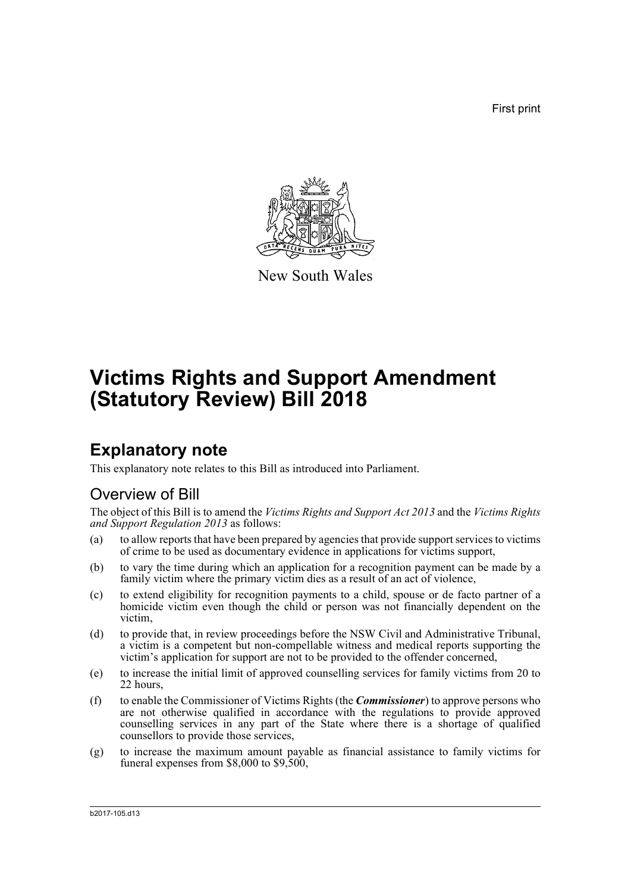First print

New South Wales

# Victims Rights and Support Amendment (Statutory Review) Bill 2018

## Explanatory note

This explanatory note relates to this Bill as introduced into Parliament.

### Overview of Bill

The object of this Bill is to amend the *Victims Rights and Support Act 2013* and the *Victims Rights and Support Regulation 2013* as follows:

(a) to allow reports that have been prepared by agencies that provide support services to victims of crime to be used as documentary evidence in applications for victims support,

(b) to vary the time during which an application for a recognition payment can be made by a family victim where the primary victim dies as a result of an act of violence,

(c) to extend eligibility for recognition payments to a child, spouse or de facto partner of a homicide victim even though the child or person was not financially dependent on the victim,

(d) to provide that, in review proceedings before the NSW Civil and Administrative Tribunal, a victim is a competent but non-compellable witness and medical reports supporting the victim's application for support are not to be provided to the offender concerned,

(e) to increase the initial limit of approved counselling services for family victims from 20 to 22 hours,

(f) to enable the Commissioner of Victims Rights (the ***Commissioner***) to approve persons who are not otherwise qualified in accordance with the regulations to provide approved counselling services in any part of the State where there is a shortage of qualified counsellors to provide those services,

(g) to increase the maximum amount payable as financial assistance to family victims for funeral expenses from $8,000 to $9,500,

b2017-105.d13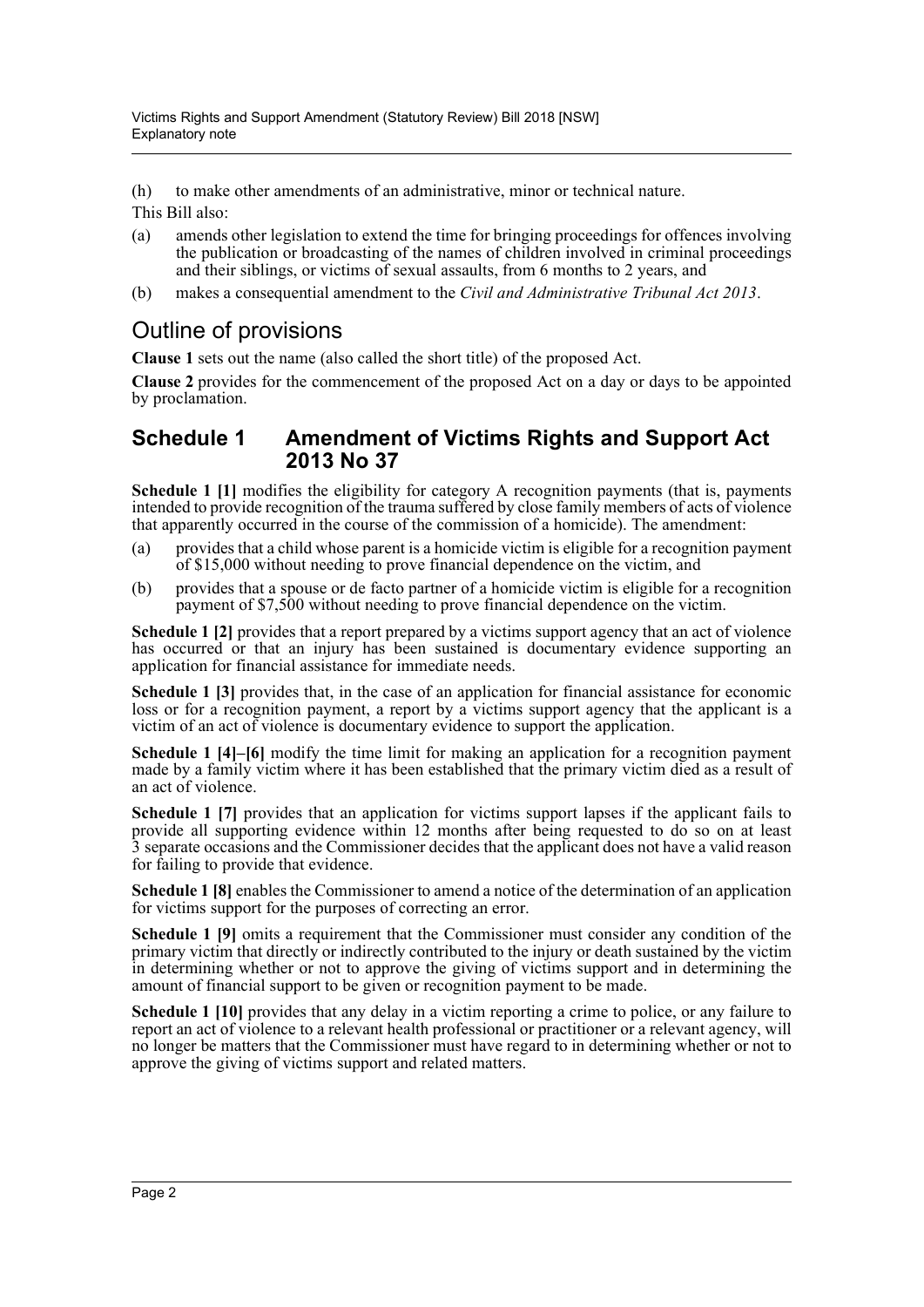(h) to make other amendments of an administrative, minor or technical nature.

This Bill also:

(a) amends other legislation to extend the time for bringing proceedings for offences involving the publication or broadcasting of the names of children involved in criminal proceedings and their siblings, or victims of sexual assaults, from 6 months to 2 years, and

(b) makes a consequential amendment to the *Civil and Administrative Tribunal Act 2013*.

## Outline of provisions

**Clause 1** sets out the name (also called the short title) of the proposed Act.

**Clause 2** provides for the commencement of the proposed Act on a day or days to be appointed by proclamation.

### Schedule 1 Amendment of Victims Rights and Support Act 2013 No 37

**Schedule 1 [1]** modifies the eligibility for category A recognition payments (that is, payments intended to provide recognition of the trauma suffered by close family members of acts of violence that apparently occurred in the course of the commission of a homicide). The amendment:

(a) provides that a child whose parent is a homicide victim is eligible for a recognition payment of $15,000 without needing to prove financial dependence on the victim, and

(b) provides that a spouse or de facto partner of a homicide victim is eligible for a recognition payment of $7,500 without needing to prove financial dependence on the victim.

**Schedule 1 [2]** provides that a report prepared by a victims support agency that an act of violence has occurred or that an injury has been sustained is documentary evidence supporting an application for financial assistance for immediate needs.

**Schedule 1 [3]** provides that, in the case of an application for financial assistance for economic loss or for a recognition payment, a report by a victims support agency that the applicant is a victim of an act of violence is documentary evidence to support the application.

**Schedule 1 [4]–[6]** modify the time limit for making an application for a recognition payment made by a family victim where it has been established that the primary victim died as a result of an act of violence.

**Schedule 1 [7]** provides that an application for victims support lapses if the applicant fails to provide all supporting evidence within 12 months after being requested to do so on at least 3 separate occasions and the Commissioner decides that the applicant does not have a valid reason for failing to provide that evidence.

**Schedule 1 [8]** enables the Commissioner to amend a notice of the determination of an application for victims support for the purposes of correcting an error.

**Schedule 1 [9]** omits a requirement that the Commissioner must consider any condition of the primary victim that directly or indirectly contributed to the injury or death sustained by the victim in determining whether or not to approve the giving of victims support and in determining the amount of financial support to be given or recognition payment to be made.

**Schedule 1 [10]** provides that any delay in a victim reporting a crime to police, or any failure to report an act of violence to a relevant health professional or practitioner or a relevant agency, will no longer be matters that the Commissioner must have regard to in determining whether or not to approve the giving of victims support and related matters.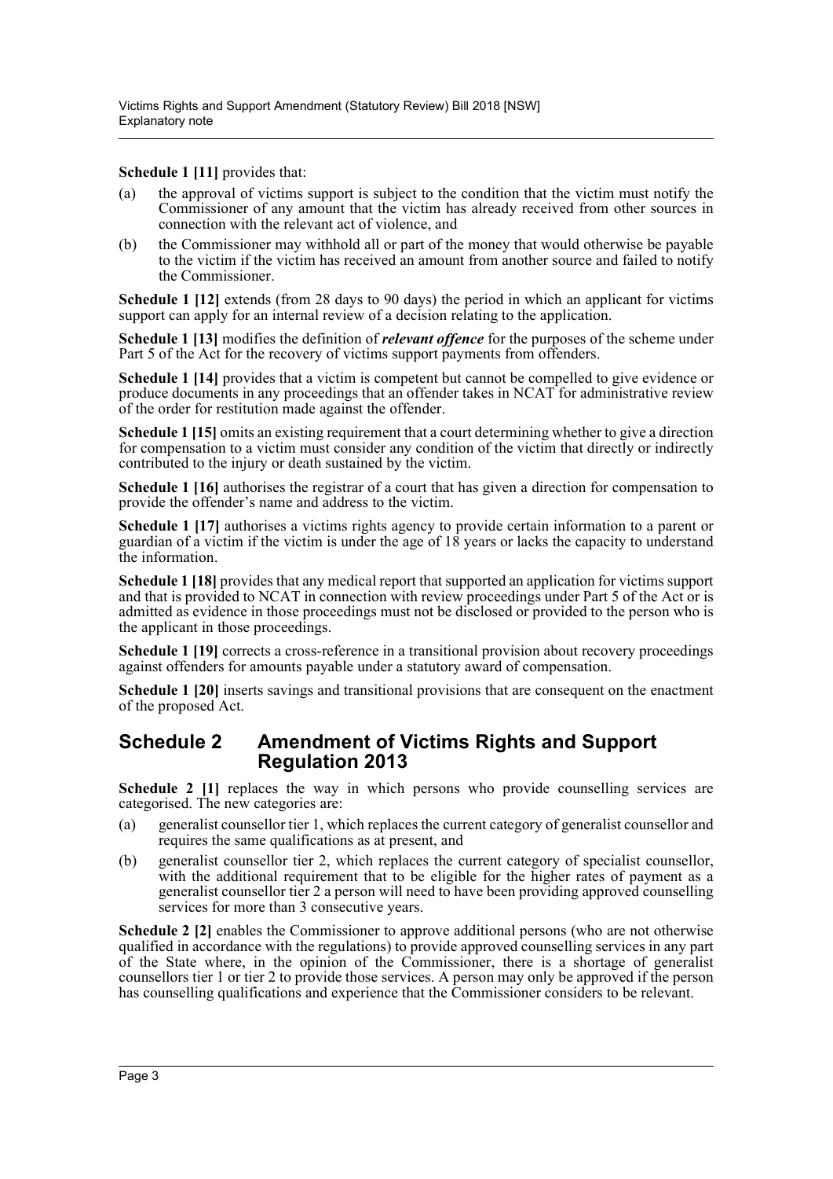**Schedule 1 [11]** provides that:

(a) the approval of victims support is subject to the condition that the victim must notify the Commissioner of any amount that the victim has already received from other sources in connection with the relevant act of violence, and

(b) the Commissioner may withhold all or part of the money that would otherwise be payable to the victim if the victim has received an amount from another source and failed to notify the Commissioner.

**Schedule 1 [12]** extends (from 28 days to 90 days) the period in which an applicant for victims support can apply for an internal review of a decision relating to the application.

**Schedule 1 [13]** modifies the definition of ***relevant offence*** for the purposes of the scheme under Part 5 of the Act for the recovery of victims support payments from offenders.

**Schedule 1 [14]** provides that a victim is competent but cannot be compelled to give evidence or produce documents in any proceedings that an offender takes in NCAT for administrative review of the order for restitution made against the offender.

**Schedule 1 [15]** omits an existing requirement that a court determining whether to give a direction for compensation to a victim must consider any condition of the victim that directly or indirectly contributed to the injury or death sustained by the victim.

**Schedule 1 [16]** authorises the registrar of a court that has given a direction for compensation to provide the offender's name and address to the victim.

**Schedule 1 [17]** authorises a victims rights agency to provide certain information to a parent or guardian of a victim if the victim is under the age of 18 years or lacks the capacity to understand the information.

**Schedule 1 [18]** provides that any medical report that supported an application for victims support and that is provided to NCAT in connection with review proceedings under Part 5 of the Act or is admitted as evidence in those proceedings must not be disclosed or provided to the person who is the applicant in those proceedings.

**Schedule 1 [19]** corrects a cross-reference in a transitional provision about recovery proceedings against offenders for amounts payable under a statutory award of compensation.

**Schedule 1 [20]** inserts savings and transitional provisions that are consequent on the enactment of the proposed Act.

## Schedule 2 Amendment of Victims Rights and Support Regulation 2013

**Schedule 2 [1]** replaces the way in which persons who provide counselling services are categorised. The new categories are:

(a) generalist counsellor tier 1, which replaces the current category of generalist counsellor and requires the same qualifications as at present, and

(b) generalist counsellor tier 2, which replaces the current category of specialist counsellor, with the additional requirement that to be eligible for the higher rates of payment as a generalist counsellor tier 2 a person will need to have been providing approved counselling services for more than 3 consecutive years.

**Schedule 2 [2]** enables the Commissioner to approve additional persons (who are not otherwise qualified in accordance with the regulations) to provide approved counselling services in any part of the State where, in the opinion of the Commissioner, there is a shortage of generalist counsellors tier 1 or tier 2 to provide those services. A person may only be approved if the person has counselling qualifications and experience that the Commissioner considers to be relevant.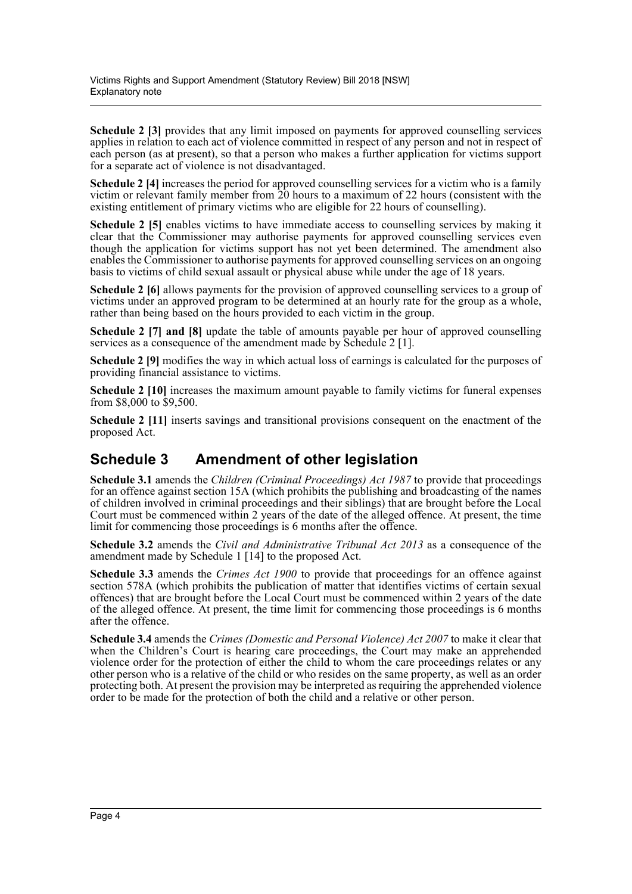**Schedule 2 [3]** provides that any limit imposed on payments for approved counselling services applies in relation to each act of violence committed in respect of any person and not in respect of each person (as at present), so that a person who makes a further application for victims support for a separate act of violence is not disadvantaged.

**Schedule 2 [4]** increases the period for approved counselling services for a victim who is a family victim or relevant family member from 20 hours to a maximum of 22 hours (consistent with the existing entitlement of primary victims who are eligible for 22 hours of counselling).

**Schedule 2 [5]** enables victims to have immediate access to counselling services by making it clear that the Commissioner may authorise payments for approved counselling services even though the application for victims support has not yet been determined. The amendment also enables the Commissioner to authorise payments for approved counselling services on an ongoing basis to victims of child sexual assault or physical abuse while under the age of 18 years.

**Schedule 2 [6]** allows payments for the provision of approved counselling services to a group of victims under an approved program to be determined at an hourly rate for the group as a whole, rather than being based on the hours provided to each victim in the group.

**Schedule 2 [7] and [8]** update the table of amounts payable per hour of approved counselling services as a consequence of the amendment made by Schedule 2 [1].

**Schedule 2 [9]** modifies the way in which actual loss of earnings is calculated for the purposes of providing financial assistance to victims.

**Schedule 2 [10]** increases the maximum amount payable to family victims for funeral expenses from $8,000 to $9,500.

**Schedule 2 [11]** inserts savings and transitional provisions consequent on the enactment of the proposed Act.

## Schedule 3 Amendment of other legislation

**Schedule 3.1** amends the *Children (Criminal Proceedings) Act 1987* to provide that proceedings for an offence against section 15A (which prohibits the publishing and broadcasting of the names of children involved in criminal proceedings and their siblings) that are brought before the Local Court must be commenced within 2 years of the date of the alleged offence. At present, the time limit for commencing those proceedings is 6 months after the offence.

**Schedule 3.2** amends the *Civil and Administrative Tribunal Act 2013* as a consequence of the amendment made by Schedule 1 [14] to the proposed Act.

**Schedule 3.3** amends the *Crimes Act 1900* to provide that proceedings for an offence against section 578A (which prohibits the publication of matter that identifies victims of certain sexual offences) that are brought before the Local Court must be commenced within 2 years of the date of the alleged offence. At present, the time limit for commencing those proceedings is 6 months after the offence.

**Schedule 3.4** amends the *Crimes (Domestic and Personal Violence) Act 2007* to make it clear that when the Children's Court is hearing care proceedings, the Court may make an apprehended violence order for the protection of either the child to whom the care proceedings relates or any other person who is a relative of the child or who resides on the same property, as well as an order protecting both. At present the provision may be interpreted as requiring the apprehended violence order to be made for the protection of both the child and a relative or other person.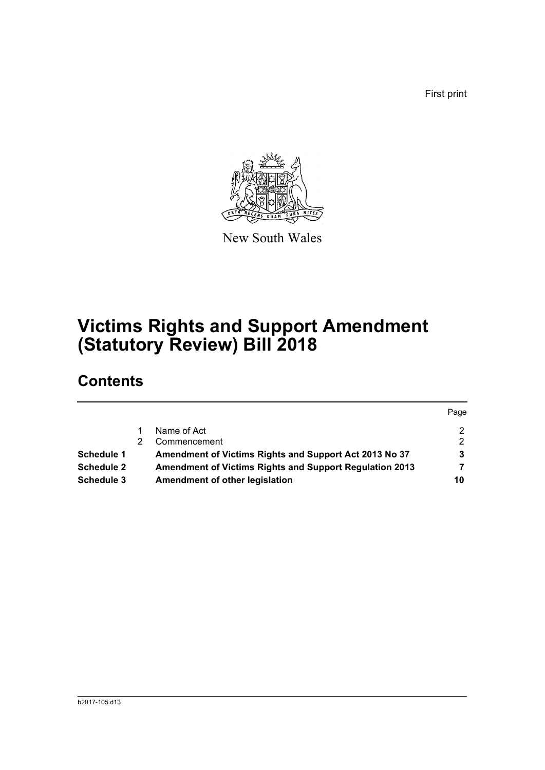First print

New South Wales

# Victims Rights and Support Amendment (Statutory Review) Bill 2018

## Contents

| | | | Page |
|---|---|---|---|
| | 1 | Name of Act | 2 |
| | 2 | Commencement | 2 |
| **Schedule 1** | | **Amendment of Victims Rights and Support Act 2013 No 37** | **3** |
| **Schedule 2** | | **Amendment of Victims Rights and Support Regulation 2013** | **7** |
| **Schedule 3** | | **Amendment of other legislation** | **10** |

b2017-105.d13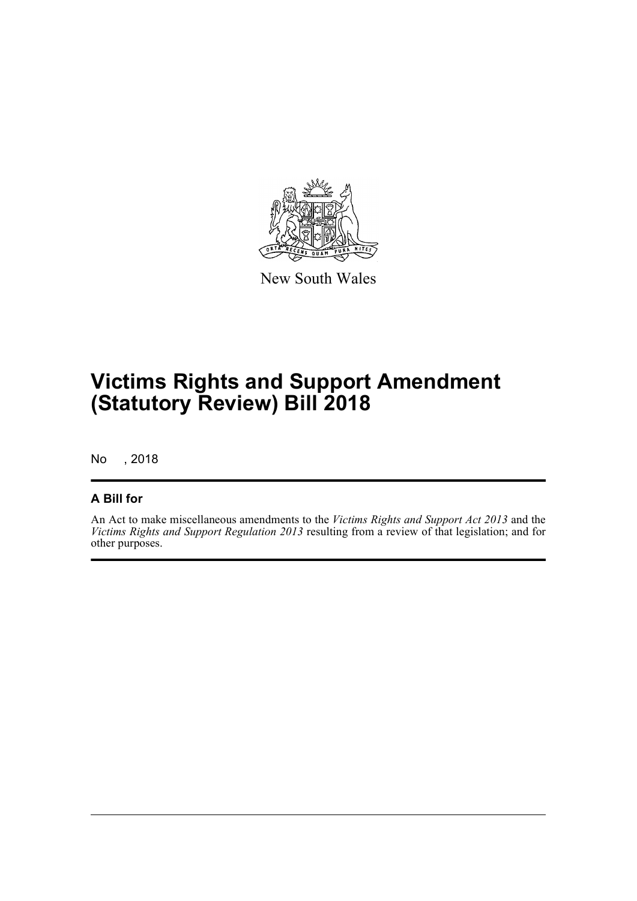New South Wales

# Victims Rights and Support Amendment (Statutory Review) Bill 2018

No , 2018

### A Bill for

An Act to make miscellaneous amendments to the *Victims Rights and Support Act 2013* and the *Victims Rights and Support Regulation 2013* resulting from a review of that legislation; and for other purposes.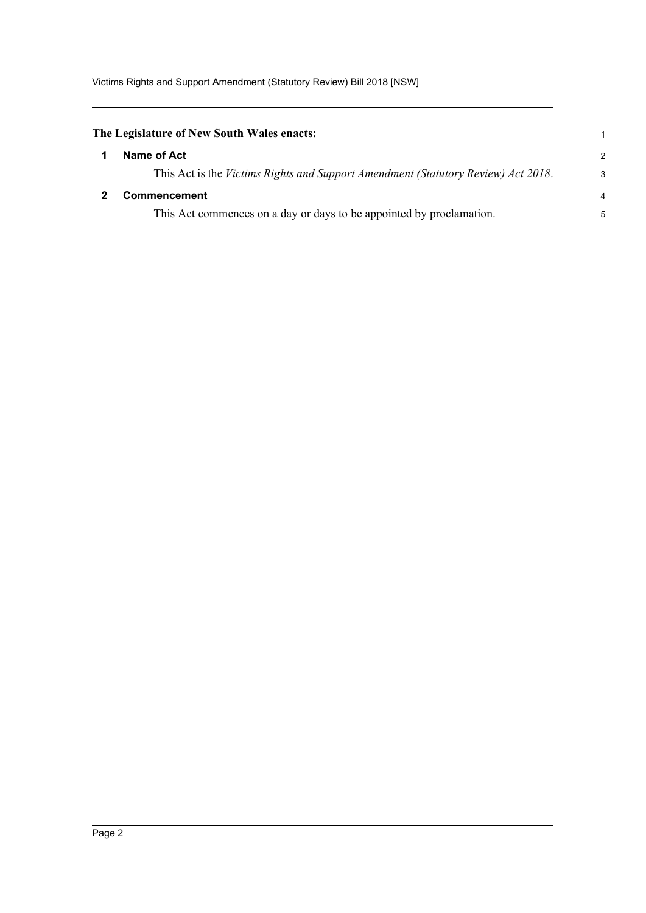**The Legislature of New South Wales enacts:**

## 1 Name of Act

This Act is the *Victims Rights and Support Amendment (Statutory Review) Act 2018*.

## 2 Commencement

This Act commences on a day or days to be appointed by proclamation.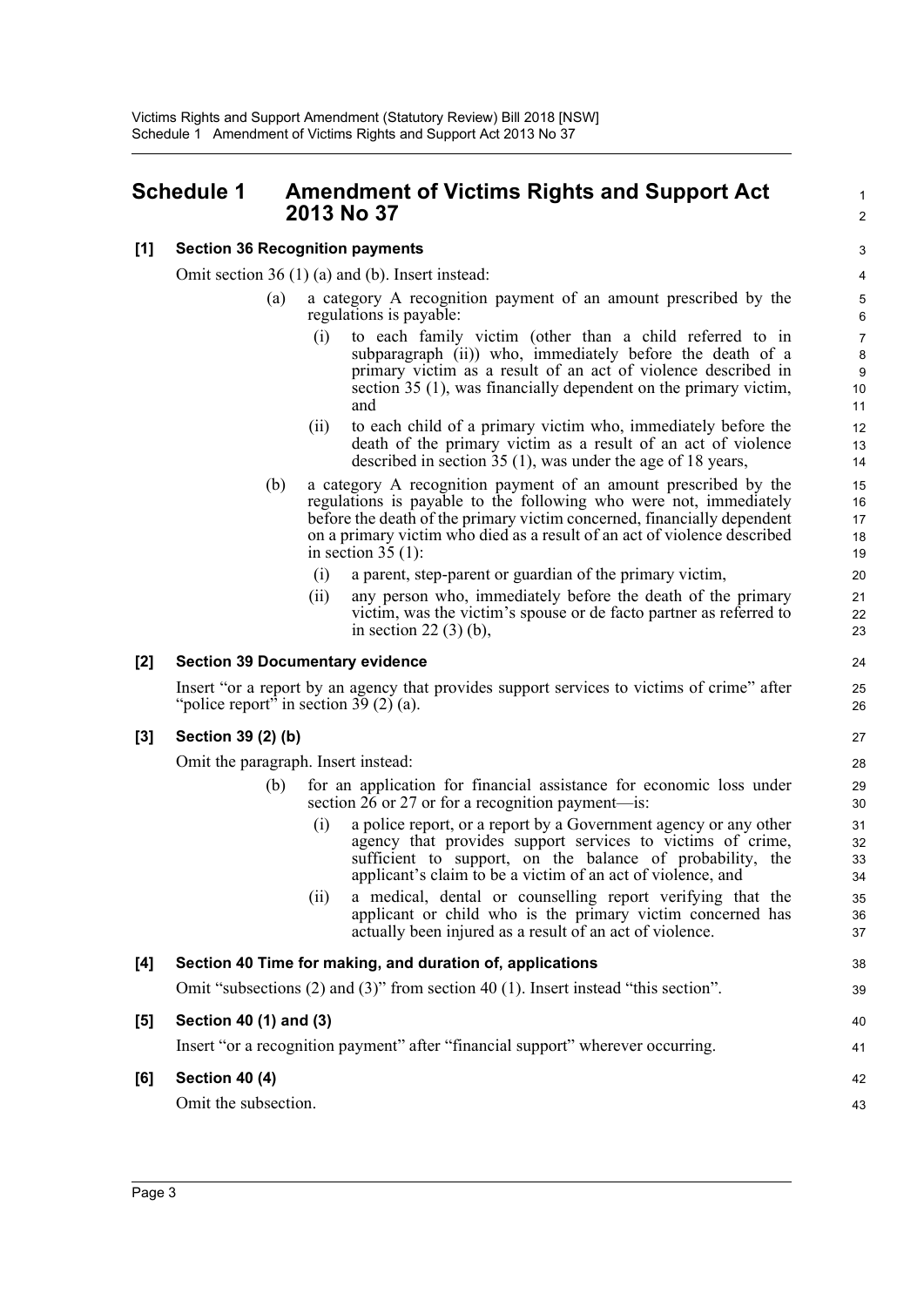## Schedule 1 Amendment of Victims Rights and Support Act 2013 No 37

### [1] Section 36 Recognition payments

Omit section 36 (1) (a) and (b). Insert instead:

(a) a category A recognition payment of an amount prescribed by the regulations is payable:

(i) to each family victim (other than a child referred to in subparagraph (ii)) who, immediately before the death of a primary victim as a result of an act of violence described in section 35 (1), was financially dependent on the primary victim, and

(ii) to each child of a primary victim who, immediately before the death of the primary victim as a result of an act of violence described in section 35 (1), was under the age of 18 years,

(b) a category A recognition payment of an amount prescribed by the regulations is payable to the following who were not, immediately before the death of the primary victim concerned, financially dependent on a primary victim who died as a result of an act of violence described in section 35 (1):

(i) a parent, step-parent or guardian of the primary victim,

(ii) any person who, immediately before the death of the primary victim, was the victim's spouse or de facto partner as referred to in section 22 (3) (b),

### [2] Section 39 Documentary evidence

Insert "or a report by an agency that provides support services to victims of crime" after "police report" in section 39 (2) (a).

### [3] Section 39 (2) (b)

Omit the paragraph. Insert instead:

(b) for an application for financial assistance for economic loss under section 26 or 27 or for a recognition payment—is:

(i) a police report, or a report by a Government agency or any other agency that provides support services to victims of crime, sufficient to support, on the balance of probability, the applicant's claim to be a victim of an act of violence, and

(ii) a medical, dental or counselling report verifying that the applicant or child who is the primary victim concerned has actually been injured as a result of an act of violence.

### [4] Section 40 Time for making, and duration of, applications

Omit "subsections (2) and (3)" from section 40 (1). Insert instead "this section".

### [5] Section 40 (1) and (3)

Insert "or a recognition payment" after "financial support" wherever occurring.

### [6] Section 40 (4)

Omit the subsection.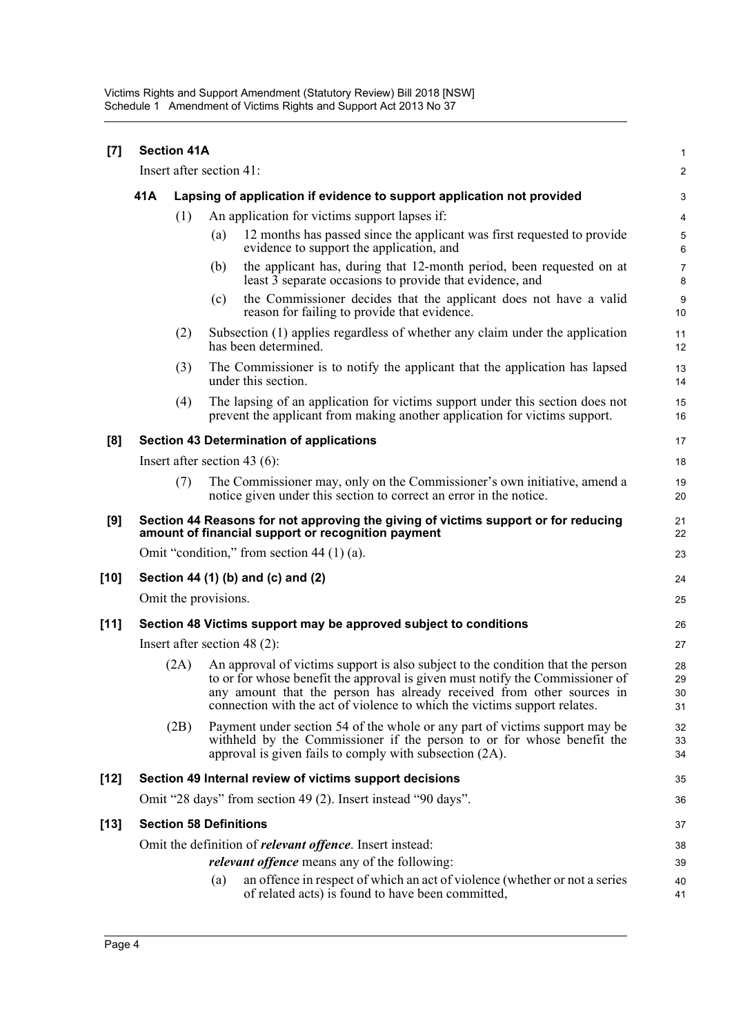**[7] Section 41A**

Insert after section 41:

**41A Lapsing of application if evidence to support application not provided**

(1) An application for victims support lapses if:

(a) 12 months has passed since the applicant was first requested to provide evidence to support the application, and

(b) the applicant has, during that 12-month period, been requested on at least 3 separate occasions to provide that evidence, and

(c) the Commissioner decides that the applicant does not have a valid reason for failing to provide that evidence.

(2) Subsection (1) applies regardless of whether any claim under the application has been determined.

(3) The Commissioner is to notify the applicant that the application has lapsed under this section.

(4) The lapsing of an application for victims support under this section does not prevent the applicant from making another application for victims support.

**[8] Section 43 Determination of applications**

Insert after section 43 (6):

(7) The Commissioner may, only on the Commissioner's own initiative, amend a notice given under this section to correct an error in the notice.

**[9] Section 44 Reasons for not approving the giving of victims support or for reducing amount of financial support or recognition payment**

Omit "condition," from section 44 (1) (a).

**[10] Section 44 (1) (b) and (c) and (2)**

Omit the provisions.

**[11] Section 48 Victims support may be approved subject to conditions**

Insert after section 48 (2):

(2A) An approval of victims support is also subject to the condition that the person to or for whose benefit the approval is given must notify the Commissioner of any amount that the person has already received from other sources in connection with the act of violence to which the victims support relates.

(2B) Payment under section 54 of the whole or any part of victims support may be withheld by the Commissioner if the person to or for whose benefit the approval is given fails to comply with subsection (2A).

**[12] Section 49 Internal review of victims support decisions**

Omit "28 days" from section 49 (2). Insert instead "90 days".

**[13] Section 58 Definitions**

Omit the definition of ***relevant offence***. Insert instead:

***relevant offence*** means any of the following:

(a) an offence in respect of which an act of violence (whether or not a series of related acts) is found to have been committed,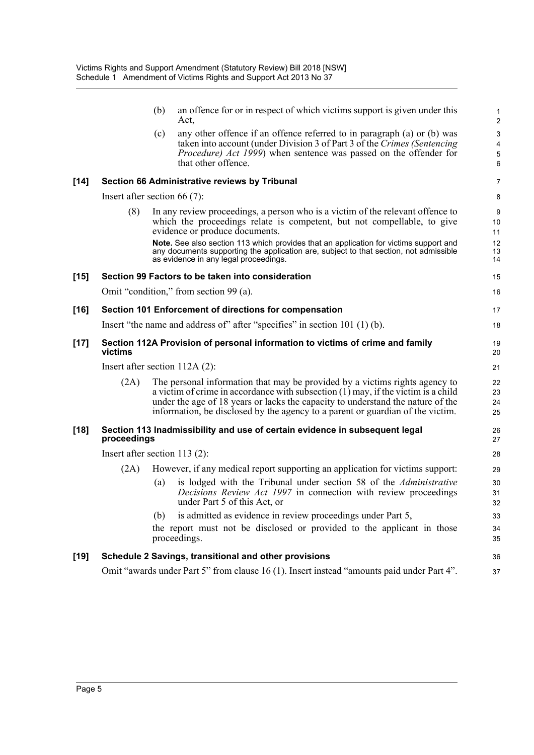(b) an offence for or in respect of which victims support is given under this Act,

(c) any other offence if an offence referred to in paragraph (a) or (b) was taken into account (under Division 3 of Part 3 of the *Crimes (Sentencing Procedure) Act 1999*) when sentence was passed on the offender for that other offence.

### [14] Section 66 Administrative reviews by Tribunal

Insert after section 66 (7):

(8) In any review proceedings, a person who is a victim of the relevant offence to which the proceedings relate is competent, but not compellable, to give evidence or produce documents.

**Note.** See also section 113 which provides that an application for victims support and any documents supporting the application are, subject to that section, not admissible as evidence in any legal proceedings.

### [15] Section 99 Factors to be taken into consideration

Omit "condition," from section 99 (a).

### [16] Section 101 Enforcement of directions for compensation

Insert "the name and address of" after "specifies" in section 101 (1) (b).

### [17] Section 112A Provision of personal information to victims of crime and family victims

Insert after section 112A (2):

(2A) The personal information that may be provided by a victims rights agency to a victim of crime in accordance with subsection (1) may, if the victim is a child under the age of 18 years or lacks the capacity to understand the nature of the information, be disclosed by the agency to a parent or guardian of the victim.

### [18] Section 113 Inadmissibility and use of certain evidence in subsequent legal proceedings

Insert after section 113 (2):

(2A) However, if any medical report supporting an application for victims support:

(a) is lodged with the Tribunal under section 58 of the *Administrative Decisions Review Act 1997* in connection with review proceedings under Part 5 of this Act, or

(b) is admitted as evidence in review proceedings under Part 5,

the report must not be disclosed or provided to the applicant in those proceedings.

### [19] Schedule 2 Savings, transitional and other provisions

Omit "awards under Part 5" from clause 16 (1). Insert instead "amounts paid under Part 4".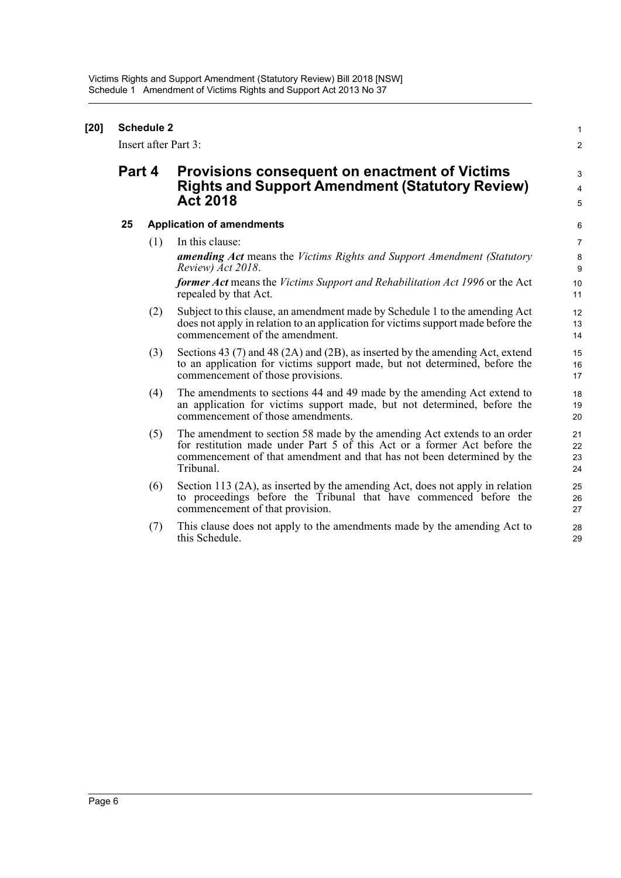**[20] Schedule 2**

Insert after Part 3:

## Part 4 Provisions consequent on enactment of Victims Rights and Support Amendment (Statutory Review) Act 2018

### 25 Application of amendments

(1) In this clause:

***amending Act*** means the *Victims Rights and Support Amendment (Statutory Review) Act 2018*.

***former Act*** means the *Victims Support and Rehabilitation Act 1996* or the Act repealed by that Act.

(2) Subject to this clause, an amendment made by Schedule 1 to the amending Act does not apply in relation to an application for victims support made before the commencement of the amendment.

(3) Sections 43 (7) and 48 (2A) and (2B), as inserted by the amending Act, extend to an application for victims support made, but not determined, before the commencement of those provisions.

(4) The amendments to sections 44 and 49 made by the amending Act extend to an application for victims support made, but not determined, before the commencement of those amendments.

(5) The amendment to section 58 made by the amending Act extends to an order for restitution made under Part 5 of this Act or a former Act before the commencement of that amendment and that has not been determined by the Tribunal.

(6) Section 113 (2A), as inserted by the amending Act, does not apply in relation to proceedings before the Tribunal that have commenced before the commencement of that provision.

(7) This clause does not apply to the amendments made by the amending Act to this Schedule.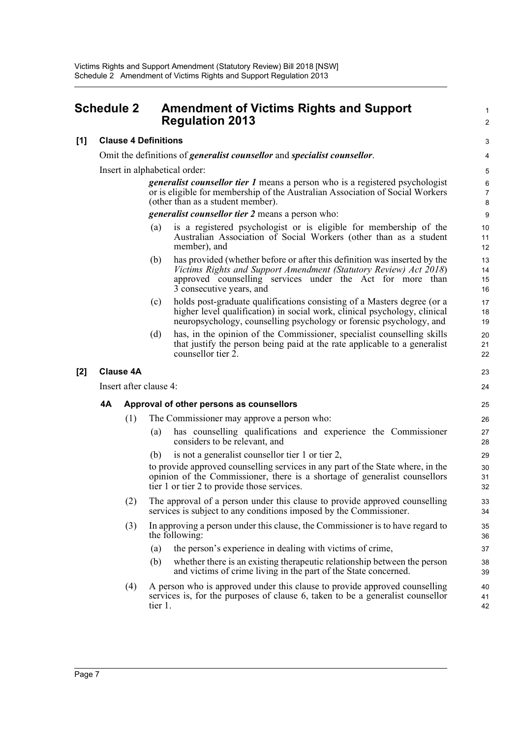# Schedule 2 Amendment of Victims Rights and Support Regulation 2013

**[1] Clause 4 Definitions**

Omit the definitions of ***generalist counsellor*** and ***specialist counsellor***.

Insert in alphabetical order:

> ***generalist counsellor tier 1*** means a person who is a registered psychologist or is eligible for membership of the Australian Association of Social Workers (other than as a student member).
>
> ***generalist counsellor tier 2*** means a person who:
>
> (a) is a registered psychologist or is eligible for membership of the Australian Association of Social Workers (other than as a student member), and
>
> (b) has provided (whether before or after this definition was inserted by the *Victims Rights and Support Amendment (Statutory Review) Act 2018*) approved counselling services under the Act for more than 3 consecutive years, and
>
> (c) holds post-graduate qualifications consisting of a Masters degree (or a higher level qualification) in social work, clinical psychology, clinical neuropsychology, counselling psychology or forensic psychology, and
>
> (d) has, in the opinion of the Commissioner, specialist counselling skills that justify the person being paid at the rate applicable to a generalist counsellor tier 2.

**[2] Clause 4A**

Insert after clause 4:

> **4A Approval of other persons as counsellors**
>
> (1) The Commissioner may approve a person who:
>
> (a) has counselling qualifications and experience the Commissioner considers to be relevant, and
>
> (b) is not a generalist counsellor tier 1 or tier 2,
>
> to provide approved counselling services in any part of the State where, in the opinion of the Commissioner, there is a shortage of generalist counsellors tier 1 or tier 2 to provide those services.
>
> (2) The approval of a person under this clause to provide approved counselling services is subject to any conditions imposed by the Commissioner.
>
> (3) In approving a person under this clause, the Commissioner is to have regard to the following:
>
> (a) the person's experience in dealing with victims of crime,
>
> (b) whether there is an existing therapeutic relationship between the person and victims of crime living in the part of the State concerned.
>
> (4) A person who is approved under this clause to provide approved counselling services is, for the purposes of clause 6, taken to be a generalist counsellor tier 1.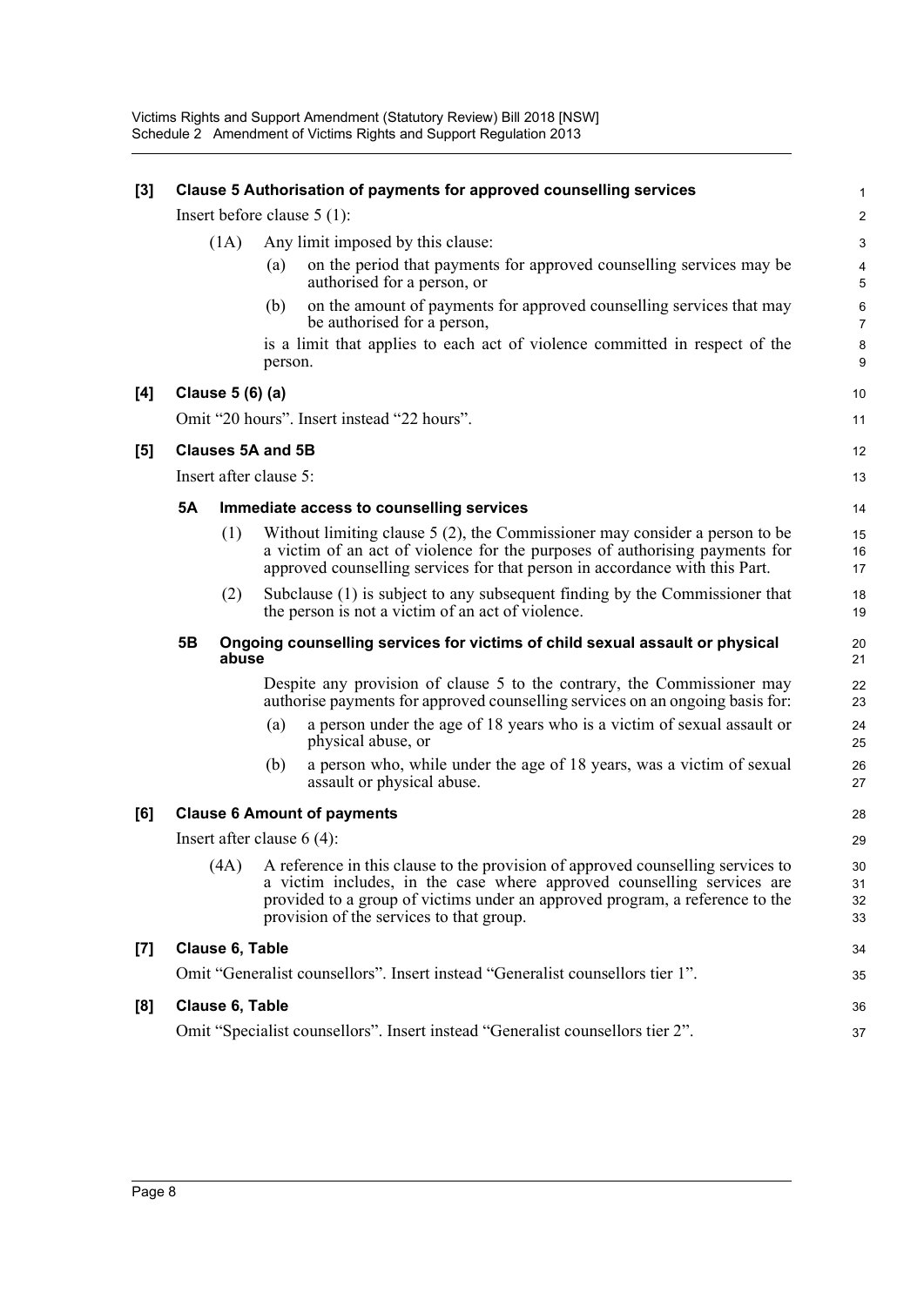**[3] Clause 5 Authorisation of payments for approved counselling services**

Insert before clause 5 (1):

(1A) Any limit imposed by this clause:

(a) on the period that payments for approved counselling services may be authorised for a person, or

(b) on the amount of payments for approved counselling services that may be authorised for a person,

is a limit that applies to each act of violence committed in respect of the person.

**[4] Clause 5 (6) (a)**

Omit "20 hours". Insert instead "22 hours".

**[5] Clauses 5A and 5B**

Insert after clause 5:

**5A Immediate access to counselling services**

(1) Without limiting clause 5 (2), the Commissioner may consider a person to be a victim of an act of violence for the purposes of authorising payments for approved counselling services for that person in accordance with this Part.

(2) Subclause (1) is subject to any subsequent finding by the Commissioner that the person is not a victim of an act of violence.

**5B Ongoing counselling services for victims of child sexual assault or physical abuse**

Despite any provision of clause 5 to the contrary, the Commissioner may authorise payments for approved counselling services on an ongoing basis for:

(a) a person under the age of 18 years who is a victim of sexual assault or physical abuse, or

(b) a person who, while under the age of 18 years, was a victim of sexual assault or physical abuse.

**[6] Clause 6 Amount of payments**

Insert after clause 6 (4):

(4A) A reference in this clause to the provision of approved counselling services to a victim includes, in the case where approved counselling services are provided to a group of victims under an approved program, a reference to the provision of the services to that group.

**[7] Clause 6, Table**

Omit "Generalist counsellors". Insert instead "Generalist counsellors tier 1".

**[8] Clause 6, Table**

Omit "Specialist counsellors". Insert instead "Generalist counsellors tier 2".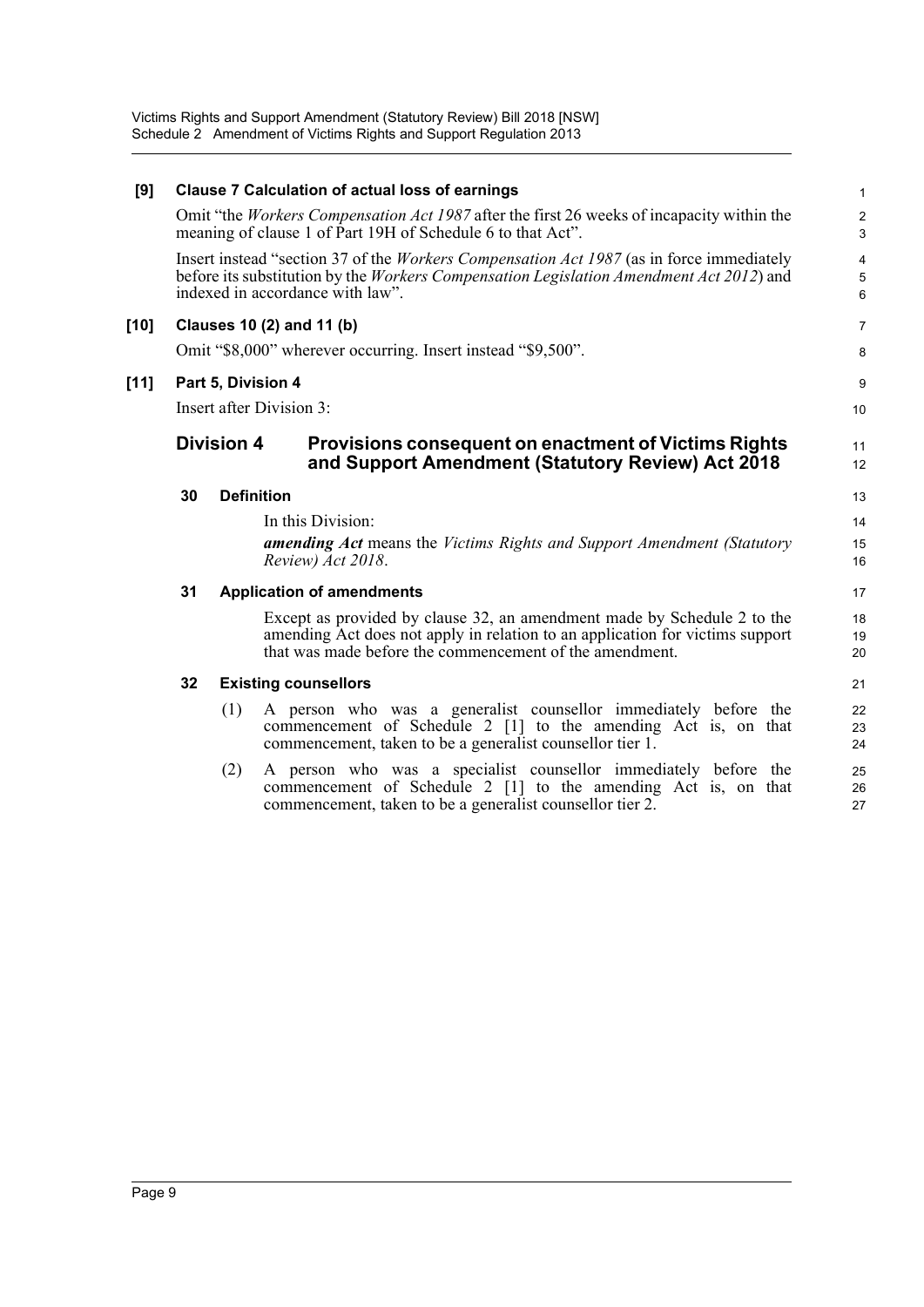**[9] Clause 7 Calculation of actual loss of earnings**

Omit "the *Workers Compensation Act 1987* after the first 26 weeks of incapacity within the meaning of clause 1 of Part 19H of Schedule 6 to that Act".

Insert instead "section 37 of the *Workers Compensation Act 1987* (as in force immediately before its substitution by the *Workers Compensation Legislation Amendment Act 2012*) and indexed in accordance with law".

**[10] Clauses 10 (2) and 11 (b)**

Omit "$8,000" wherever occurring. Insert instead "$9,500".

**[11] Part 5, Division 4**

Insert after Division 3:

## Division 4 Provisions consequent on enactment of Victims Rights and Support Amendment (Statutory Review) Act 2018

### 30 Definition

In this Division:

***amending Act*** means the *Victims Rights and Support Amendment (Statutory Review) Act 2018*.

### 31 Application of amendments

Except as provided by clause 32, an amendment made by Schedule 2 to the amending Act does not apply in relation to an application for victims support that was made before the commencement of the amendment.

### 32 Existing counsellors

(1) A person who was a generalist counsellor immediately before the commencement of Schedule 2 [1] to the amending Act is, on that commencement, taken to be a generalist counsellor tier 1.

(2) A person who was a specialist counsellor immediately before the commencement of Schedule 2 [1] to the amending Act is, on that commencement, taken to be a generalist counsellor tier 2.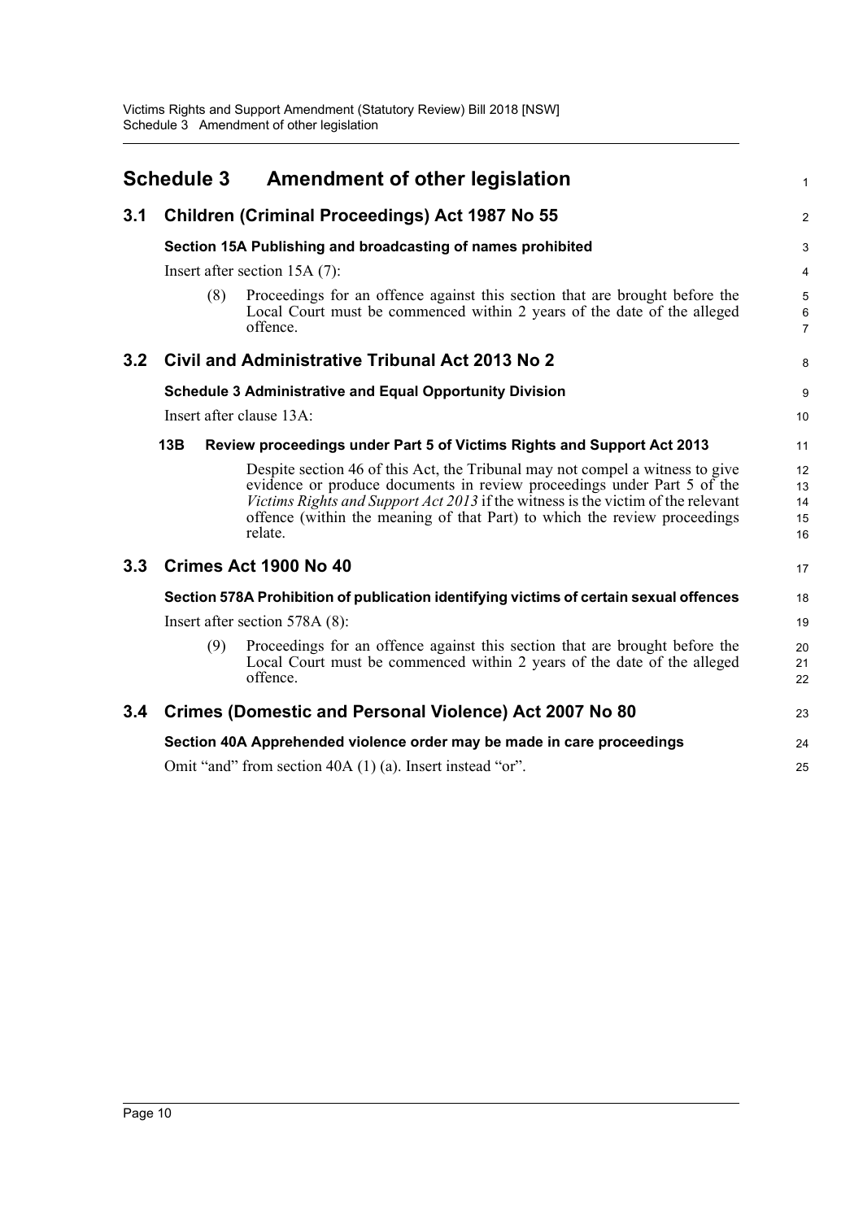## Schedule 3 Amendment of other legislation

### 3.1 Children (Criminal Proceedings) Act 1987 No 55

**Section 15A Publishing and broadcasting of names prohibited**

Insert after section 15A (7):

(8) Proceedings for an offence against this section that are brought before the Local Court must be commenced within 2 years of the date of the alleged offence.

### 3.2 Civil and Administrative Tribunal Act 2013 No 2

**Schedule 3 Administrative and Equal Opportunity Division**

Insert after clause 13A:

**13B Review proceedings under Part 5 of Victims Rights and Support Act 2013**

Despite section 46 of this Act, the Tribunal may not compel a witness to give evidence or produce documents in review proceedings under Part 5 of the *Victims Rights and Support Act 2013* if the witness is the victim of the relevant offence (within the meaning of that Part) to which the review proceedings relate.

### 3.3 Crimes Act 1900 No 40

**Section 578A Prohibition of publication identifying victims of certain sexual offences**

Insert after section 578A (8):

(9) Proceedings for an offence against this section that are brought before the Local Court must be commenced within 2 years of the date of the alleged offence.

### 3.4 Crimes (Domestic and Personal Violence) Act 2007 No 80

**Section 40A Apprehended violence order may be made in care proceedings**

Omit "and" from section 40A (1) (a). Insert instead "or".